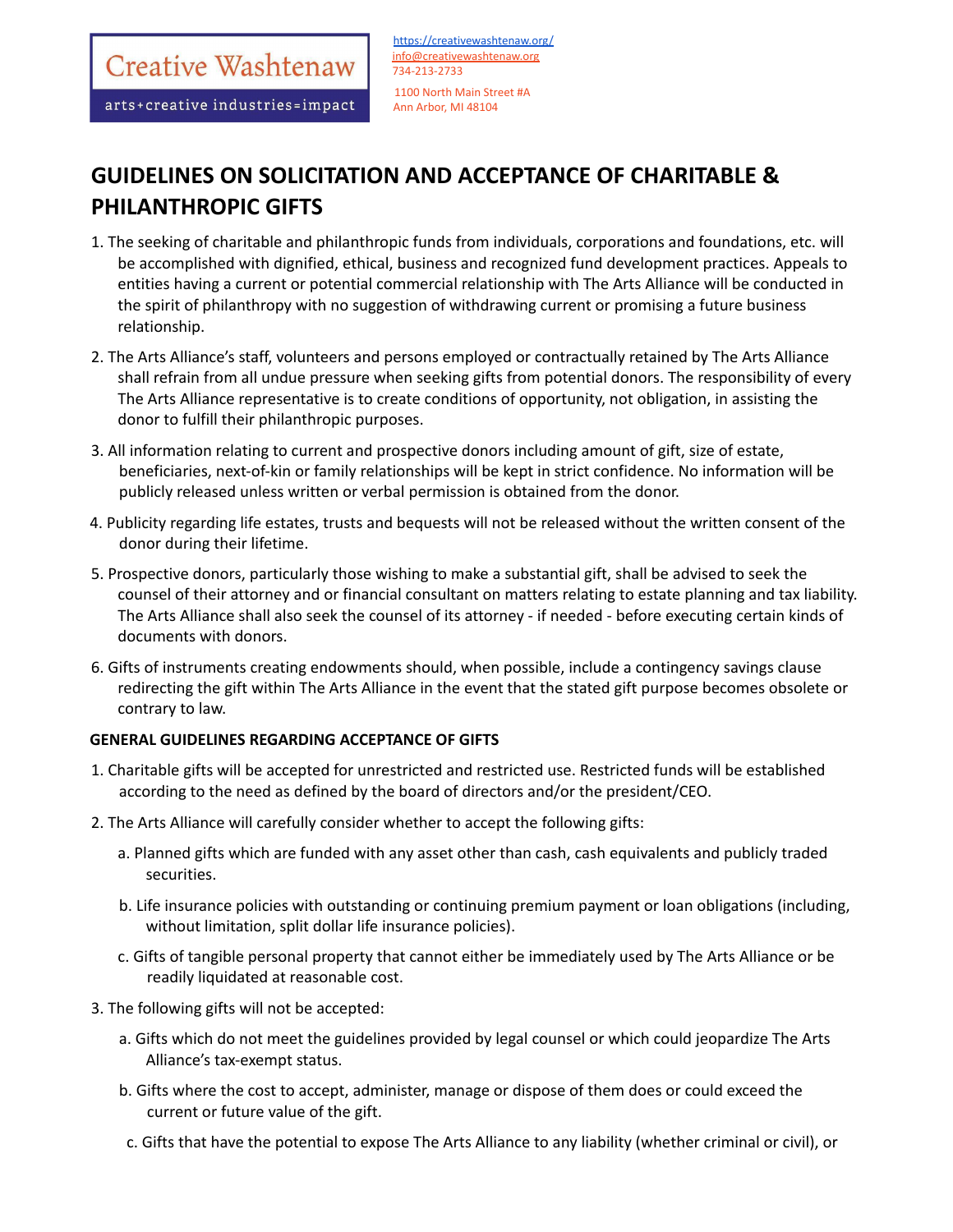Creative Washtenaw

arts+creative industries=impact

https://creativewashtenaw.org/
info@creativewashtenaw.org
734-213-2733

1100 North Main Street #A
Ann Arbor, MI 48104

# GUIDELINES ON SOLICITATION AND ACCEPTANCE OF CHARITABLE & PHILANTHROPIC GIFTS

1. The seeking of charitable and philanthropic funds from individuals, corporations and foundations, etc. will be accomplished with dignified, ethical, business and recognized fund development practices. Appeals to entities having a current or potential commercial relationship with The Arts Alliance will be conducted in the spirit of philanthropy with no suggestion of withdrawing current or promising a future business relationship.

2. The Arts Alliance's staff, volunteers and persons employed or contractually retained by The Arts Alliance shall refrain from all undue pressure when seeking gifts from potential donors. The responsibility of every The Arts Alliance representative is to create conditions of opportunity, not obligation, in assisting the donor to fulfill their philanthropic purposes.

3. All information relating to current and prospective donors including amount of gift, size of estate, beneficiaries, next-of-kin or family relationships will be kept in strict confidence. No information will be publicly released unless written or verbal permission is obtained from the donor.

4. Publicity regarding life estates, trusts and bequests will not be released without the written consent of the donor during their lifetime.

5. Prospective donors, particularly those wishing to make a substantial gift, shall be advised to seek the counsel of their attorney and or financial consultant on matters relating to estate planning and tax liability. The Arts Alliance shall also seek the counsel of its attorney - if needed - before executing certain kinds of documents with donors.

6. Gifts of instruments creating endowments should, when possible, include a contingency savings clause redirecting the gift within The Arts Alliance in the event that the stated gift purpose becomes obsolete or contrary to law.

**GENERAL GUIDELINES REGARDING ACCEPTANCE OF GIFTS**

1. Charitable gifts will be accepted for unrestricted and restricted use. Restricted funds will be established according to the need as defined by the board of directors and/or the president/CEO.

2. The Arts Alliance will carefully consider whether to accept the following gifts:

    a. Planned gifts which are funded with any asset other than cash, cash equivalents and publicly traded securities.

    b. Life insurance policies with outstanding or continuing premium payment or loan obligations (including, without limitation, split dollar life insurance policies).

    c. Gifts of tangible personal property that cannot either be immediately used by The Arts Alliance or be readily liquidated at reasonable cost.

3. The following gifts will not be accepted:

    a. Gifts which do not meet the guidelines provided by legal counsel or which could jeopardize The Arts Alliance's tax-exempt status.

    b. Gifts where the cost to accept, administer, manage or dispose of them does or could exceed the current or future value of the gift.

    c. Gifts that have the potential to expose The Arts Alliance to any liability (whether criminal or civil), or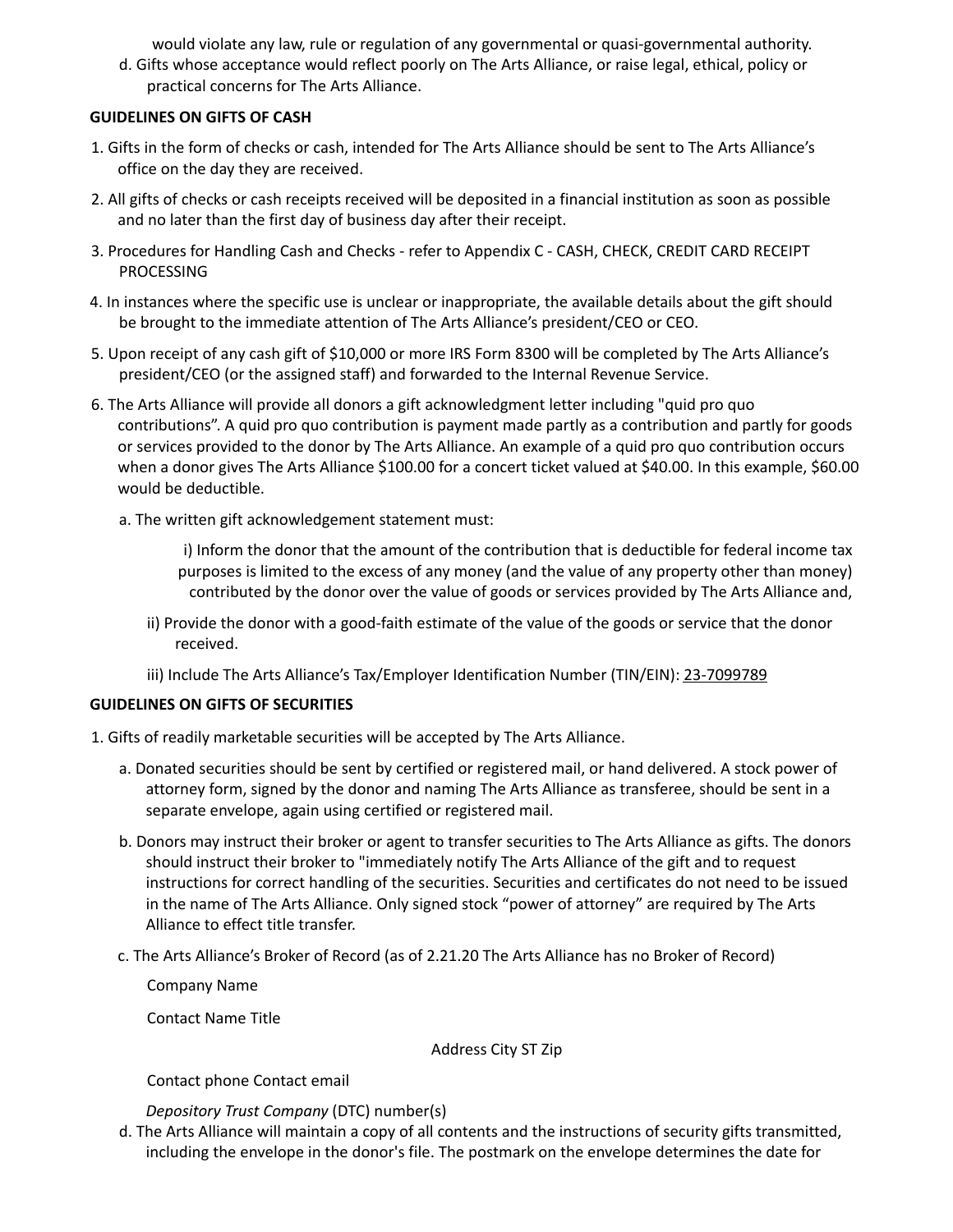would violate any law, rule or regulation of any governmental or quasi-governmental authority.

d. Gifts whose acceptance would reflect poorly on The Arts Alliance, or raise legal, ethical, policy or practical concerns for The Arts Alliance.

**GUIDELINES ON GIFTS OF CASH**

1. Gifts in the form of checks or cash, intended for The Arts Alliance should be sent to The Arts Alliance's office on the day they are received.
2. All gifts of checks or cash receipts received will be deposited in a financial institution as soon as possible and no later than the first day of business day after their receipt.
3. Procedures for Handling Cash and Checks - refer to Appendix C - CASH, CHECK, CREDIT CARD RECEIPT PROCESSING
4. In instances where the specific use is unclear or inappropriate, the available details about the gift should be brought to the immediate attention of The Arts Alliance's president/CEO or CEO.
5. Upon receipt of any cash gift of $10,000 or more IRS Form 8300 will be completed by The Arts Alliance's president/CEO (or the assigned staff) and forwarded to the Internal Revenue Service.
6. The Arts Alliance will provide all donors a gift acknowledgment letter including "quid pro quo contributions". A quid pro quo contribution is payment made partly as a contribution and partly for goods or services provided to the donor by The Arts Alliance. An example of a quid pro quo contribution occurs when a donor gives The Arts Alliance $100.00 for a concert ticket valued at $40.00. In this example, $60.00 would be deductible.

    a. The written gift acknowledgement statement must:

    i) Inform the donor that the amount of the contribution that is deductible for federal income tax purposes is limited to the excess of any money (and the value of any property other than money) contributed by the donor over the value of goods or services provided by The Arts Alliance and,

    ii) Provide the donor with a good-faith estimate of the value of the goods or service that the donor received.

    iii) Include The Arts Alliance's Tax/Employer Identification Number (TIN/EIN): 23-7099789

**GUIDELINES ON GIFTS OF SECURITIES**

1. Gifts of readily marketable securities will be accepted by The Arts Alliance.

    a. Donated securities should be sent by certified or registered mail, or hand delivered. A stock power of attorney form, signed by the donor and naming The Arts Alliance as transferee, should be sent in a separate envelope, again using certified or registered mail.

    b. Donors may instruct their broker or agent to transfer securities to The Arts Alliance as gifts. The donors should instruct their broker to "immediately notify The Arts Alliance of the gift and to request instructions for correct handling of the securities. Securities and certificates do not need to be issued in the name of The Arts Alliance. Only signed stock "power of attorney" are required by The Arts Alliance to effect title transfer.

    c. The Arts Alliance's Broker of Record (as of 2.21.20 The Arts Alliance has no Broker of Record)

    Company Name

    Contact Name Title

    Address City ST Zip

    Contact phone Contact email

    *Depository Trust Company* (DTC) number(s)

    d. The Arts Alliance will maintain a copy of all contents and the instructions of security gifts transmitted, including the envelope in the donor's file. The postmark on the envelope determines the date for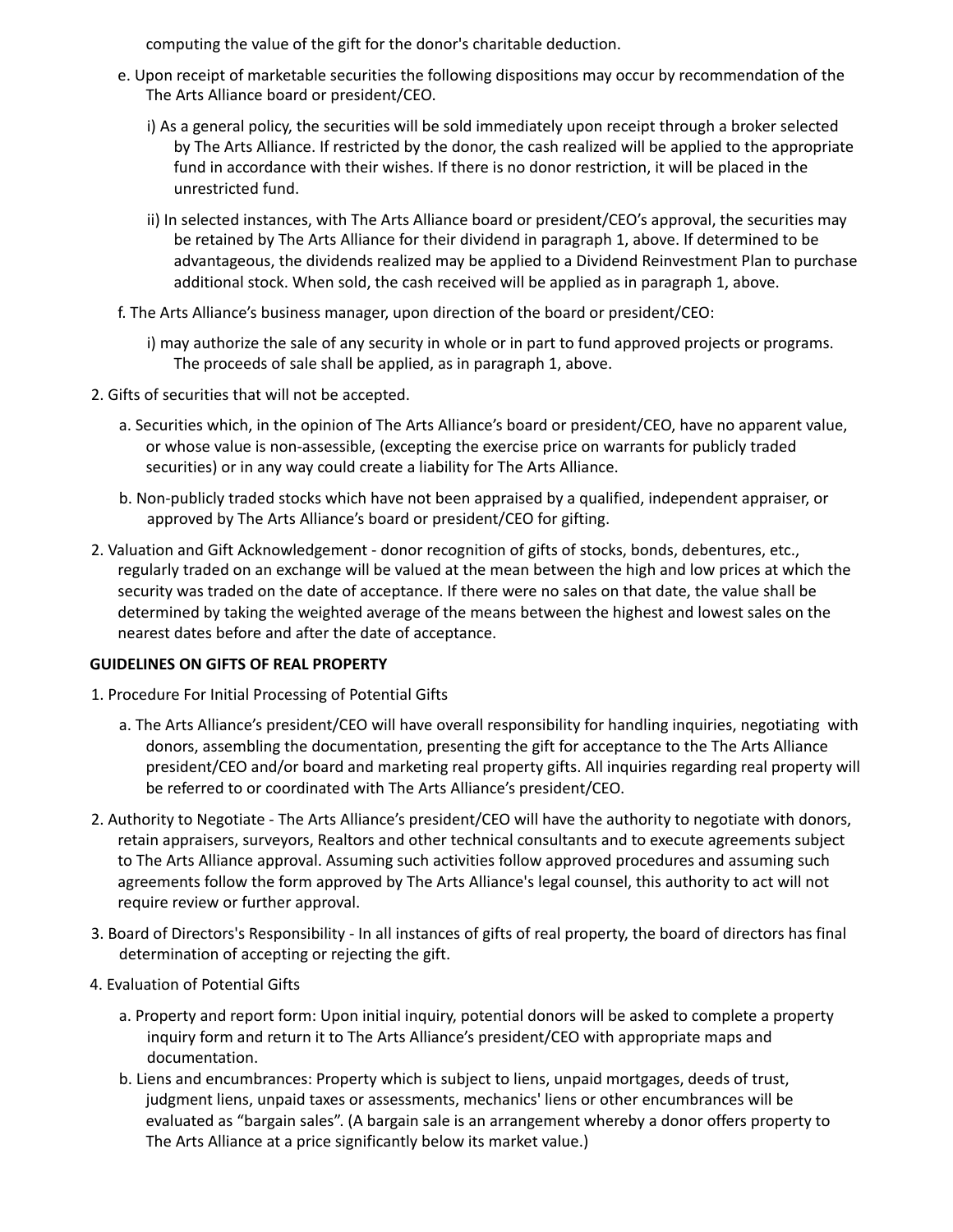computing the value of the gift for the donor's charitable deduction.

e. Upon receipt of marketable securities the following dispositions may occur by recommendation of the The Arts Alliance board or president/CEO.

   i) As a general policy, the securities will be sold immediately upon receipt through a broker selected by The Arts Alliance. If restricted by the donor, the cash realized will be applied to the appropriate fund in accordance with their wishes. If there is no donor restriction, it will be placed in the unrestricted fund.

   ii) In selected instances, with The Arts Alliance board or president/CEO's approval, the securities may be retained by The Arts Alliance for their dividend in paragraph 1, above. If determined to be advantageous, the dividends realized may be applied to a Dividend Reinvestment Plan to purchase additional stock. When sold, the cash received will be applied as in paragraph 1, above.

f. The Arts Alliance's business manager, upon direction of the board or president/CEO:

   i) may authorize the sale of any security in whole or in part to fund approved projects or programs. The proceeds of sale shall be applied, as in paragraph 1, above.

2. Gifts of securities that will not be accepted.

   a. Securities which, in the opinion of The Arts Alliance's board or president/CEO, have no apparent value, or whose value is non-assessible, (excepting the exercise price on warrants for publicly traded securities) or in any way could create a liability for The Arts Alliance.

   b. Non-publicly traded stocks which have not been appraised by a qualified, independent appraiser, or approved by The Arts Alliance's board or president/CEO for gifting.

2. Valuation and Gift Acknowledgement - donor recognition of gifts of stocks, bonds, debentures, etc., regularly traded on an exchange will be valued at the mean between the high and low prices at which the security was traded on the date of acceptance. If there were no sales on that date, the value shall be determined by taking the weighted average of the means between the highest and lowest sales on the nearest dates before and after the date of acceptance.

**GUIDELINES ON GIFTS OF REAL PROPERTY**

1. Procedure For Initial Processing of Potential Gifts

   a. The Arts Alliance's president/CEO will have overall responsibility for handling inquiries, negotiating with donors, assembling the documentation, presenting the gift for acceptance to the The Arts Alliance president/CEO and/or board and marketing real property gifts. All inquiries regarding real property will be referred to or coordinated with The Arts Alliance's president/CEO.

2. Authority to Negotiate - The Arts Alliance's president/CEO will have the authority to negotiate with donors, retain appraisers, surveyors, Realtors and other technical consultants and to execute agreements subject to The Arts Alliance approval. Assuming such activities follow approved procedures and assuming such agreements follow the form approved by The Arts Alliance's legal counsel, this authority to act will not require review or further approval.

3. Board of Directors's Responsibility - In all instances of gifts of real property, the board of directors has final determination of accepting or rejecting the gift.

4. Evaluation of Potential Gifts

   a. Property and report form: Upon initial inquiry, potential donors will be asked to complete a property inquiry form and return it to The Arts Alliance's president/CEO with appropriate maps and documentation.

   b. Liens and encumbrances: Property which is subject to liens, unpaid mortgages, deeds of trust, judgment liens, unpaid taxes or assessments, mechanics' liens or other encumbrances will be evaluated as "bargain sales". (A bargain sale is an arrangement whereby a donor offers property to The Arts Alliance at a price significantly below its market value.)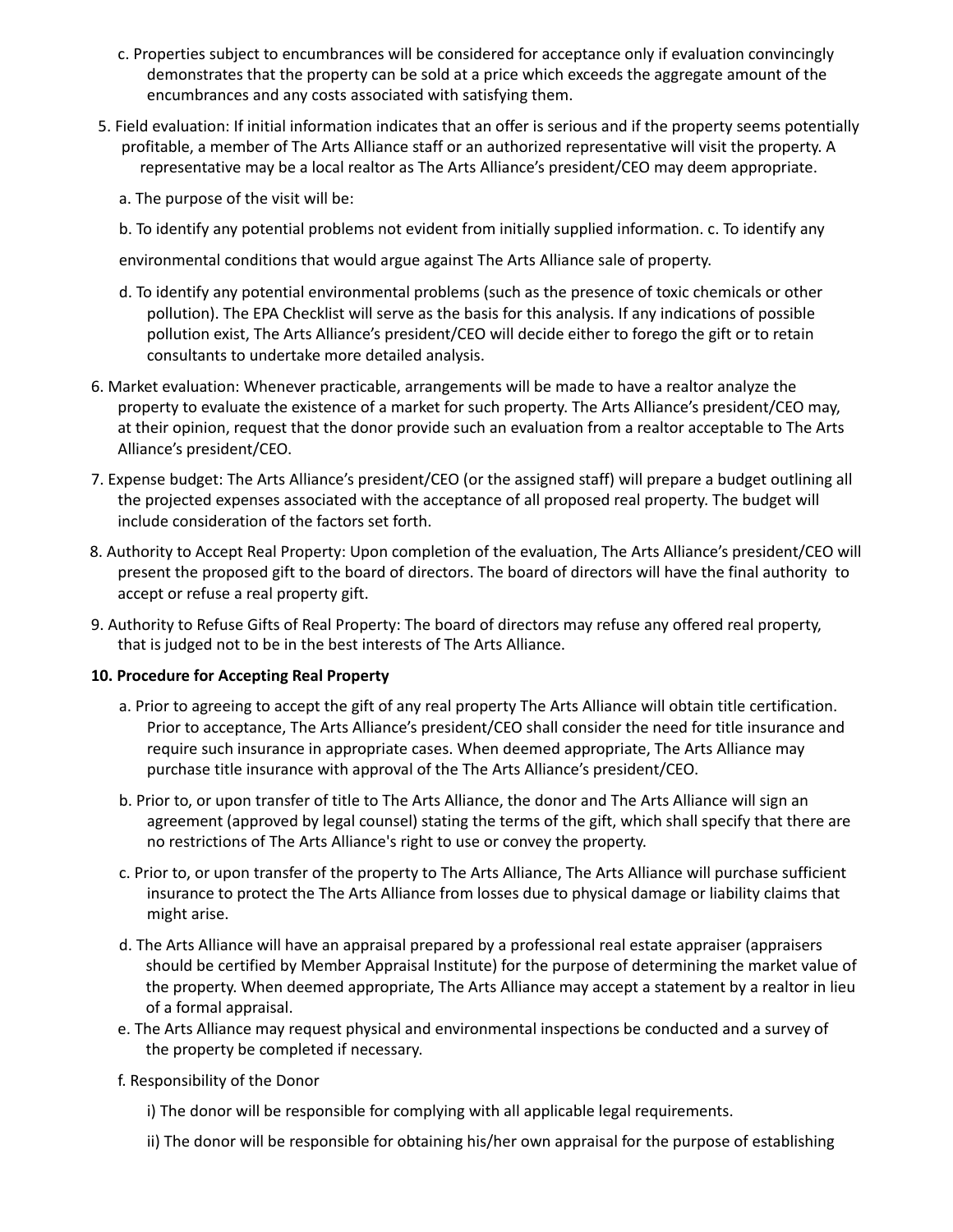c. Properties subject to encumbrances will be considered for acceptance only if evaluation convincingly demonstrates that the property can be sold at a price which exceeds the aggregate amount of the encumbrances and any costs associated with satisfying them.

5. Field evaluation: If initial information indicates that an offer is serious and if the property seems potentially profitable, a member of The Arts Alliance staff or an authorized representative will visit the property. A representative may be a local realtor as The Arts Alliance's president/CEO may deem appropriate.

   a. The purpose of the visit will be:

   b. To identify any potential problems not evident from initially supplied information. c. To identify any

   environmental conditions that would argue against The Arts Alliance sale of property.

   d. To identify any potential environmental problems (such as the presence of toxic chemicals or other pollution). The EPA Checklist will serve as the basis for this analysis. If any indications of possible pollution exist, The Arts Alliance's president/CEO will decide either to forego the gift or to retain consultants to undertake more detailed analysis.

6. Market evaluation: Whenever practicable, arrangements will be made to have a realtor analyze the property to evaluate the existence of a market for such property. The Arts Alliance's president/CEO may, at their opinion, request that the donor provide such an evaluation from a realtor acceptable to The Arts Alliance's president/CEO.

7. Expense budget: The Arts Alliance's president/CEO (or the assigned staff) will prepare a budget outlining all the projected expenses associated with the acceptance of all proposed real property. The budget will include consideration of the factors set forth.

8. Authority to Accept Real Property: Upon completion of the evaluation, The Arts Alliance's president/CEO will present the proposed gift to the board of directors. The board of directors will have the final authority to accept or refuse a real property gift.

9. Authority to Refuse Gifts of Real Property: The board of directors may refuse any offered real property, that is judged not to be in the best interests of The Arts Alliance.

**10. Procedure for Accepting Real Property**

   a. Prior to agreeing to accept the gift of any real property The Arts Alliance will obtain title certification. Prior to acceptance, The Arts Alliance's president/CEO shall consider the need for title insurance and require such insurance in appropriate cases. When deemed appropriate, The Arts Alliance may purchase title insurance with approval of the The Arts Alliance's president/CEO.

   b. Prior to, or upon transfer of title to The Arts Alliance, the donor and The Arts Alliance will sign an agreement (approved by legal counsel) stating the terms of the gift, which shall specify that there are no restrictions of The Arts Alliance's right to use or convey the property.

   c. Prior to, or upon transfer of the property to The Arts Alliance, The Arts Alliance will purchase sufficient insurance to protect the The Arts Alliance from losses due to physical damage or liability claims that might arise.

   d. The Arts Alliance will have an appraisal prepared by a professional real estate appraiser (appraisers should be certified by Member Appraisal Institute) for the purpose of determining the market value of the property. When deemed appropriate, The Arts Alliance may accept a statement by a realtor in lieu of a formal appraisal.

   e. The Arts Alliance may request physical and environmental inspections be conducted and a survey of the property be completed if necessary.

   f. Responsibility of the Donor

      i) The donor will be responsible for complying with all applicable legal requirements.

      ii) The donor will be responsible for obtaining his/her own appraisal for the purpose of establishing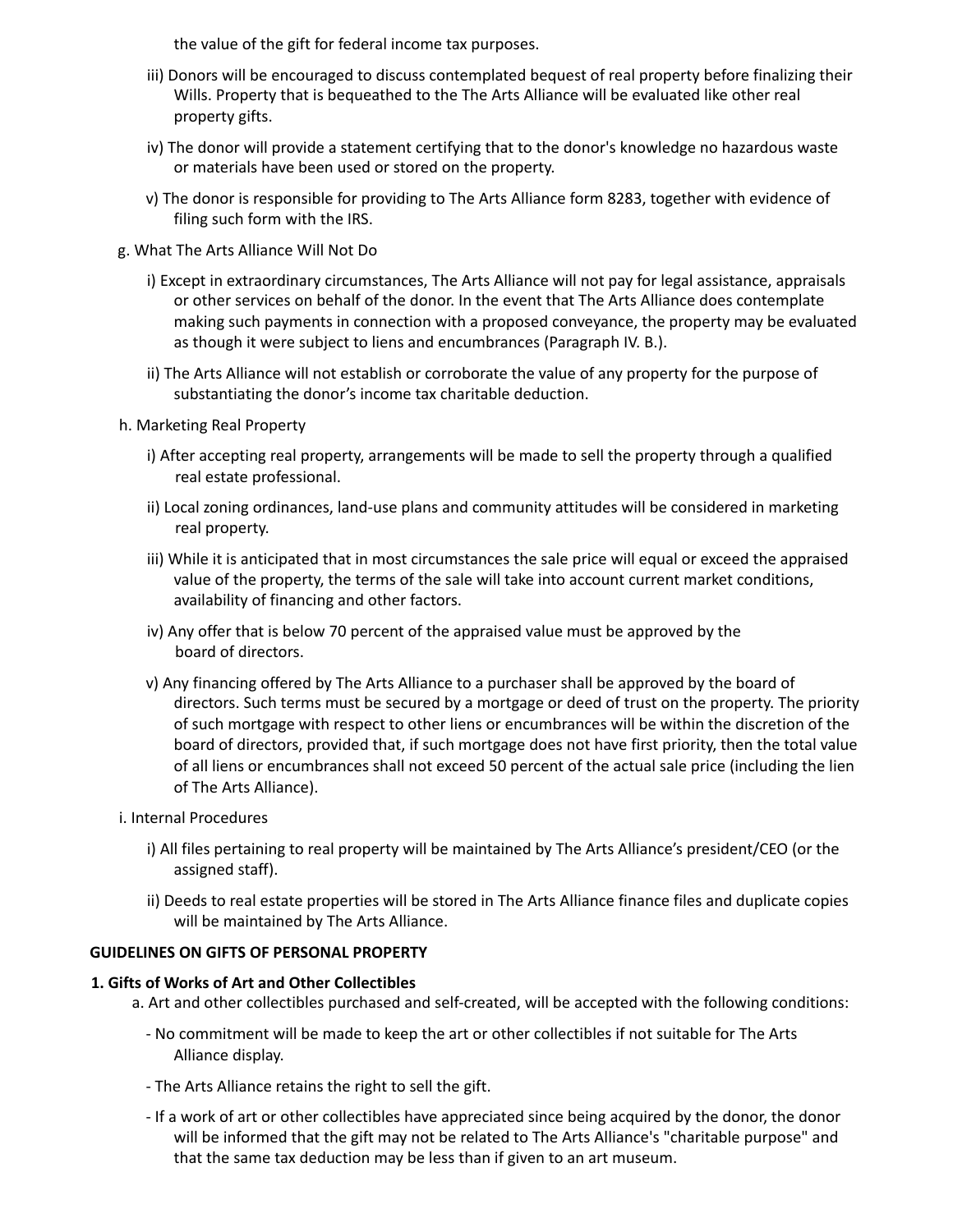the value of the gift for federal income tax purposes.

- iii) Donors will be encouraged to discuss contemplated bequest of real property before finalizing their Wills. Property that is bequeathed to the The Arts Alliance will be evaluated like other real property gifts.
- iv) The donor will provide a statement certifying that to the donor's knowledge no hazardous waste or materials have been used or stored on the property.
- v) The donor is responsible for providing to The Arts Alliance form 8283, together with evidence of filing such form with the IRS.

g. What The Arts Alliance Will Not Do

- i) Except in extraordinary circumstances, The Arts Alliance will not pay for legal assistance, appraisals or other services on behalf of the donor. In the event that The Arts Alliance does contemplate making such payments in connection with a proposed conveyance, the property may be evaluated as though it were subject to liens and encumbrances (Paragraph IV. B.).
- ii) The Arts Alliance will not establish or corroborate the value of any property for the purpose of substantiating the donor's income tax charitable deduction.

h. Marketing Real Property

- i) After accepting real property, arrangements will be made to sell the property through a qualified real estate professional.
- ii) Local zoning ordinances, land-use plans and community attitudes will be considered in marketing real property.
- iii) While it is anticipated that in most circumstances the sale price will equal or exceed the appraised value of the property, the terms of the sale will take into account current market conditions, availability of financing and other factors.
- iv) Any offer that is below 70 percent of the appraised value must be approved by the board of directors.
- v) Any financing offered by The Arts Alliance to a purchaser shall be approved by the board of directors. Such terms must be secured by a mortgage or deed of trust on the property. The priority of such mortgage with respect to other liens or encumbrances will be within the discretion of the board of directors, provided that, if such mortgage does not have first priority, then the total value of all liens or encumbrances shall not exceed 50 percent of the actual sale price (including the lien of The Arts Alliance).

i. Internal Procedures

- i) All files pertaining to real property will be maintained by The Arts Alliance's president/CEO (or the assigned staff).
- ii) Deeds to real estate properties will be stored in The Arts Alliance finance files and duplicate copies will be maintained by The Arts Alliance.

## GUIDELINES ON GIFTS OF PERSONAL PROPERTY

### 1. Gifts of Works of Art and Other Collectibles

a. Art and other collectibles purchased and self-created, will be accepted with the following conditions:

- No commitment will be made to keep the art or other collectibles if not suitable for The Arts Alliance display.
- The Arts Alliance retains the right to sell the gift.
- If a work of art or other collectibles have appreciated since being acquired by the donor, the donor will be informed that the gift may not be related to The Arts Alliance's "charitable purpose" and that the same tax deduction may be less than if given to an art museum.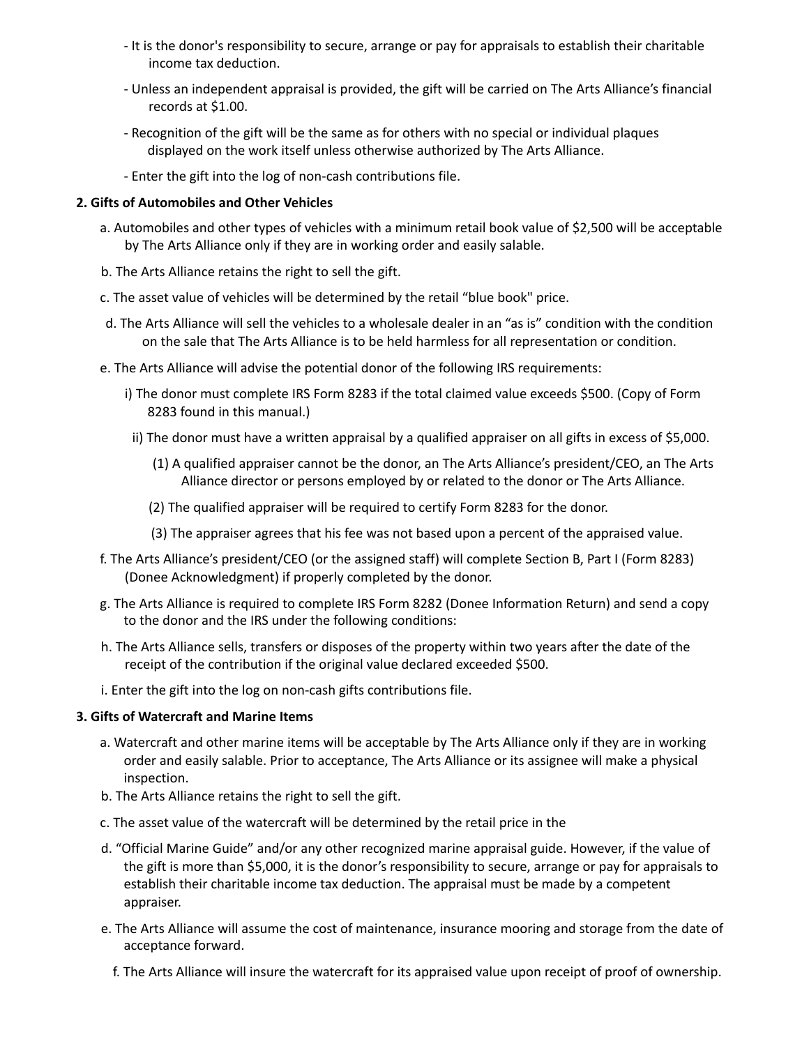- It is the donor's responsibility to secure, arrange or pay for appraisals to establish their charitable income tax deduction.

- Unless an independent appraisal is provided, the gift will be carried on The Arts Alliance's financial records at $1.00.

- Recognition of the gift will be the same as for others with no special or individual plaques displayed on the work itself unless otherwise authorized by The Arts Alliance.

- Enter the gift into the log of non-cash contributions file.

**2. Gifts of Automobiles and Other Vehicles**

a. Automobiles and other types of vehicles with a minimum retail book value of $2,500 will be acceptable by The Arts Alliance only if they are in working order and easily salable.

b. The Arts Alliance retains the right to sell the gift.

c. The asset value of vehicles will be determined by the retail "blue book" price.

d. The Arts Alliance will sell the vehicles to a wholesale dealer in an "as is" condition with the condition on the sale that The Arts Alliance is to be held harmless for all representation or condition.

e. The Arts Alliance will advise the potential donor of the following IRS requirements:

i) The donor must complete IRS Form 8283 if the total claimed value exceeds $500. (Copy of Form 8283 found in this manual.)

ii) The donor must have a written appraisal by a qualified appraiser on all gifts in excess of $5,000.

(1) A qualified appraiser cannot be the donor, an The Arts Alliance's president/CEO, an The Arts Alliance director or persons employed by or related to the donor or The Arts Alliance.

(2) The qualified appraiser will be required to certify Form 8283 for the donor.

(3) The appraiser agrees that his fee was not based upon a percent of the appraised value.

f. The Arts Alliance's president/CEO (or the assigned staff) will complete Section B, Part I (Form 8283) (Donee Acknowledgment) if properly completed by the donor.

g. The Arts Alliance is required to complete IRS Form 8282 (Donee Information Return) and send a copy to the donor and the IRS under the following conditions:

h. The Arts Alliance sells, transfers or disposes of the property within two years after the date of the receipt of the contribution if the original value declared exceeded $500.

i. Enter the gift into the log on non-cash gifts contributions file.

**3. Gifts of Watercraft and Marine Items**

a. Watercraft and other marine items will be acceptable by The Arts Alliance only if they are in working order and easily salable. Prior to acceptance, The Arts Alliance or its assignee will make a physical inspection.

b. The Arts Alliance retains the right to sell the gift.

c. The asset value of the watercraft will be determined by the retail price in the

d. "Official Marine Guide" and/or any other recognized marine appraisal guide. However, if the value of the gift is more than $5,000, it is the donor's responsibility to secure, arrange or pay for appraisals to establish their charitable income tax deduction. The appraisal must be made by a competent appraiser.

e. The Arts Alliance will assume the cost of maintenance, insurance mooring and storage from the date of acceptance forward.

f. The Arts Alliance will insure the watercraft for its appraised value upon receipt of proof of ownership.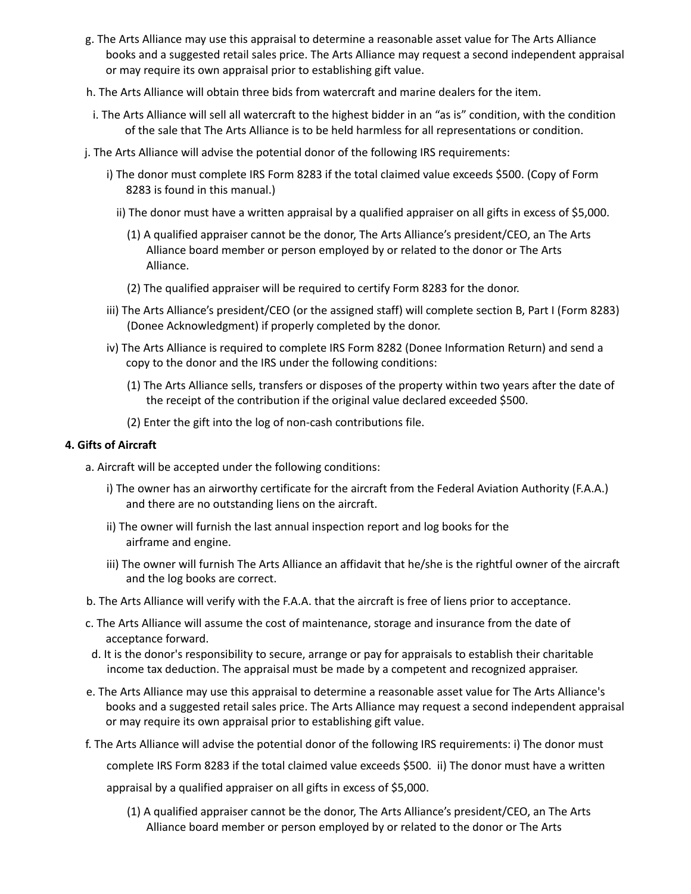g. The Arts Alliance may use this appraisal to determine a reasonable asset value for The Arts Alliance books and a suggested retail sales price. The Arts Alliance may request a second independent appraisal or may require its own appraisal prior to establishing gift value.

h. The Arts Alliance will obtain three bids from watercraft and marine dealers for the item.

i. The Arts Alliance will sell all watercraft to the highest bidder in an "as is" condition, with the condition of the sale that The Arts Alliance is to be held harmless for all representations or condition.

j. The Arts Alliance will advise the potential donor of the following IRS requirements:

- i) The donor must complete IRS Form 8283 if the total claimed value exceeds $500. (Copy of Form 8283 is found in this manual.)
- ii) The donor must have a written appraisal by a qualified appraiser on all gifts in excess of $5,000.
  - (1) A qualified appraiser cannot be the donor, The Arts Alliance's president/CEO, an The Arts Alliance board member or person employed by or related to the donor or The Arts Alliance.
  - (2) The qualified appraiser will be required to certify Form 8283 for the donor.
- iii) The Arts Alliance's president/CEO (or the assigned staff) will complete section B, Part I (Form 8283) (Donee Acknowledgment) if properly completed by the donor.
- iv) The Arts Alliance is required to complete IRS Form 8282 (Donee Information Return) and send a copy to the donor and the IRS under the following conditions:
  - (1) The Arts Alliance sells, transfers or disposes of the property within two years after the date of the receipt of the contribution if the original value declared exceeded $500.
  - (2) Enter the gift into the log of non-cash contributions file.

**4. Gifts of Aircraft**

a. Aircraft will be accepted under the following conditions:

- i) The owner has an airworthy certificate for the aircraft from the Federal Aviation Authority (F.A.A.) and there are no outstanding liens on the aircraft.
- ii) The owner will furnish the last annual inspection report and log books for the airframe and engine.
- iii) The owner will furnish The Arts Alliance an affidavit that he/she is the rightful owner of the aircraft and the log books are correct.

b. The Arts Alliance will verify with the F.A.A. that the aircraft is free of liens prior to acceptance.

c. The Arts Alliance will assume the cost of maintenance, storage and insurance from the date of acceptance forward.

d. It is the donor's responsibility to secure, arrange or pay for appraisals to establish their charitable income tax deduction. The appraisal must be made by a competent and recognized appraiser.

e. The Arts Alliance may use this appraisal to determine a reasonable asset value for The Arts Alliance's books and a suggested retail sales price. The Arts Alliance may request a second independent appraisal or may require its own appraisal prior to establishing gift value.

f. The Arts Alliance will advise the potential donor of the following IRS requirements: i) The donor must complete IRS Form 8283 if the total claimed value exceeds $500. ii) The donor must have a written appraisal by a qualified appraiser on all gifts in excess of $5,000.

- (1) A qualified appraiser cannot be the donor, The Arts Alliance's president/CEO, an The Arts Alliance board member or person employed by or related to the donor or The Arts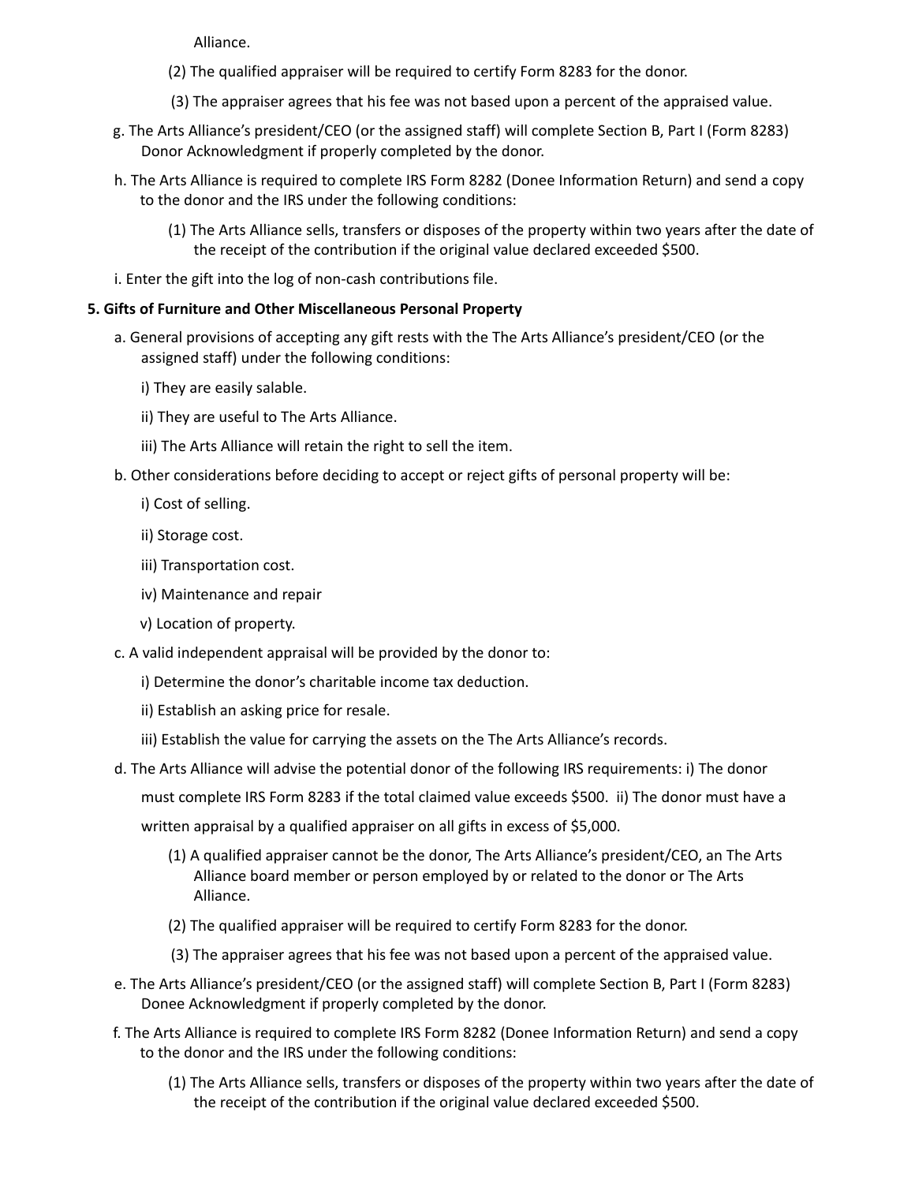Alliance.

(2) The qualified appraiser will be required to certify Form 8283 for the donor.

(3) The appraiser agrees that his fee was not based upon a percent of the appraised value.

g. The Arts Alliance's president/CEO (or the assigned staff) will complete Section B, Part I (Form 8283) Donor Acknowledgment if properly completed by the donor.

h. The Arts Alliance is required to complete IRS Form 8282 (Donee Information Return) and send a copy to the donor and the IRS under the following conditions:

(1) The Arts Alliance sells, transfers or disposes of the property within two years after the date of the receipt of the contribution if the original value declared exceeded $500.

i. Enter the gift into the log of non-cash contributions file.

**5. Gifts of Furniture and Other Miscellaneous Personal Property**

a. General provisions of accepting any gift rests with the The Arts Alliance's president/CEO (or the assigned staff) under the following conditions:

i) They are easily salable.

ii) They are useful to The Arts Alliance.

iii) The Arts Alliance will retain the right to sell the item.

b. Other considerations before deciding to accept or reject gifts of personal property will be:

i) Cost of selling.

ii) Storage cost.

iii) Transportation cost.

iv) Maintenance and repair

v) Location of property.

c. A valid independent appraisal will be provided by the donor to:

i) Determine the donor's charitable income tax deduction.

ii) Establish an asking price for resale.

iii) Establish the value for carrying the assets on the The Arts Alliance's records.

d. The Arts Alliance will advise the potential donor of the following IRS requirements: i) The donor must complete IRS Form 8283 if the total claimed value exceeds $500. ii) The donor must have a written appraisal by a qualified appraiser on all gifts in excess of $5,000.

(1) A qualified appraiser cannot be the donor, The Arts Alliance's president/CEO, an The Arts Alliance board member or person employed by or related to the donor or The Arts Alliance.

(2) The qualified appraiser will be required to certify Form 8283 for the donor.

(3) The appraiser agrees that his fee was not based upon a percent of the appraised value.

e. The Arts Alliance's president/CEO (or the assigned staff) will complete Section B, Part I (Form 8283) Donee Acknowledgment if properly completed by the donor.

f. The Arts Alliance is required to complete IRS Form 8282 (Donee Information Return) and send a copy to the donor and the IRS under the following conditions:

(1) The Arts Alliance sells, transfers or disposes of the property within two years after the date of the receipt of the contribution if the original value declared exceeded $500.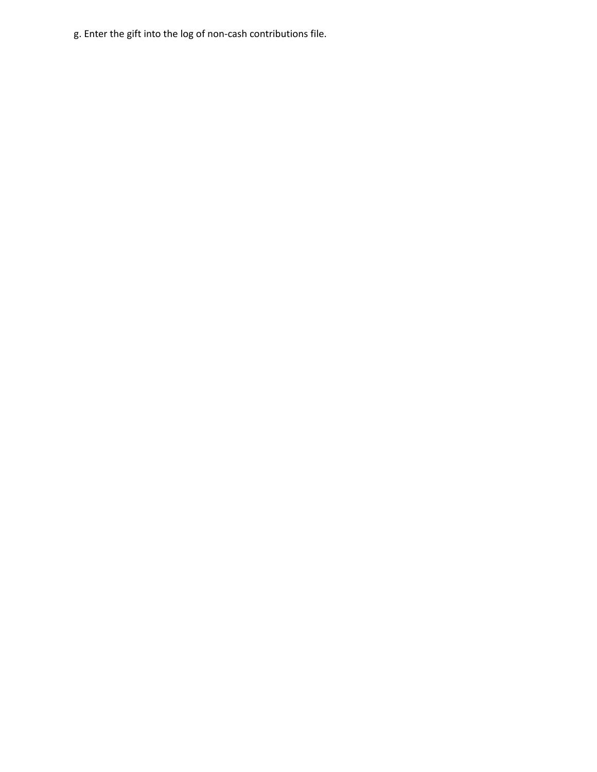g. Enter the gift into the log of non-cash contributions file.